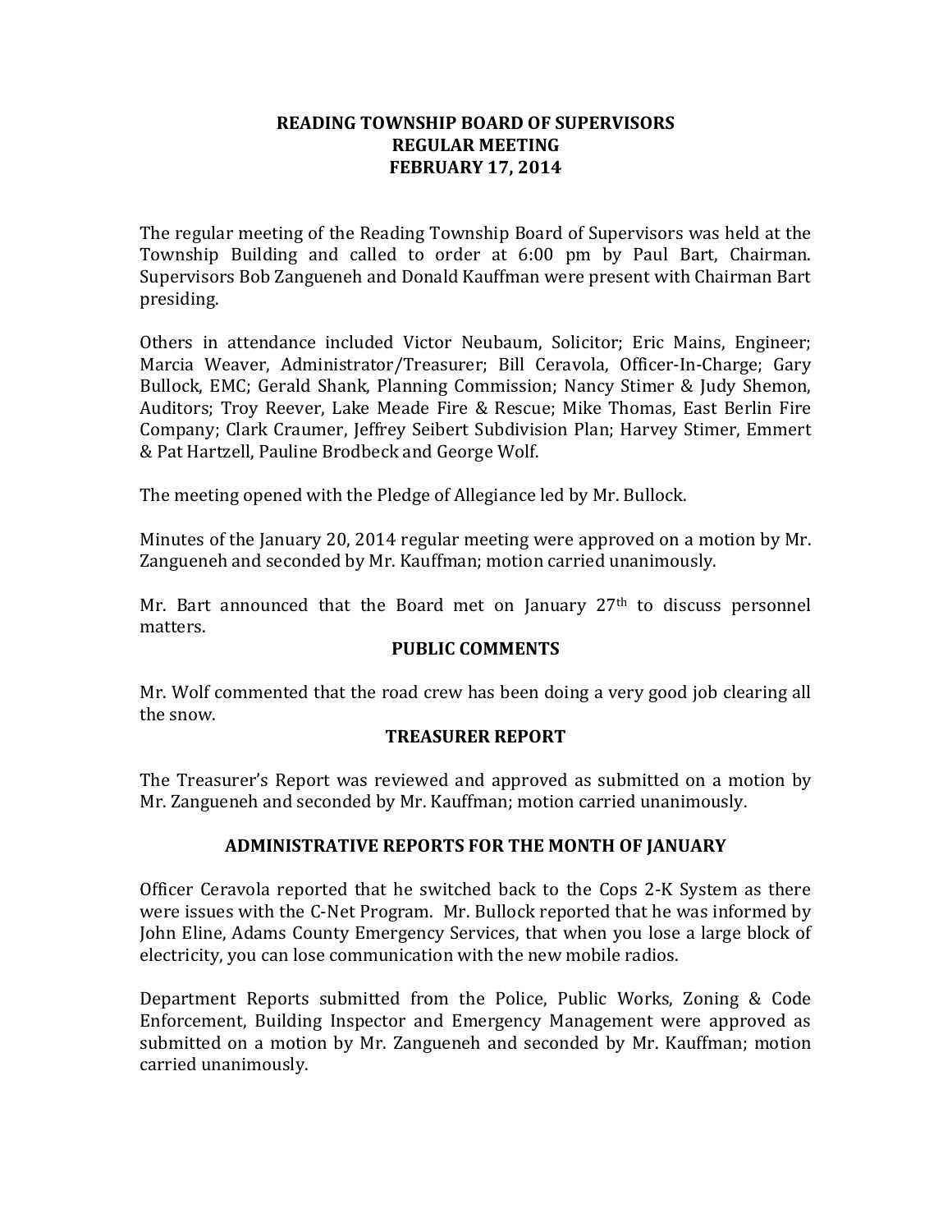# READING TOWNSHIP BOARD OF SUPERVISORS
# REGULAR MEETING
# FEBRUARY 17, 2014

The regular meeting of the Reading Township Board of Supervisors was held at the Township Building and called to order at 6:00 pm by Paul Bart, Chairman. Supervisors Bob Zangueneh and Donald Kauffman were present with Chairman Bart presiding.

Others in attendance included Victor Neubaum, Solicitor; Eric Mains, Engineer; Marcia Weaver, Administrator/Treasurer; Bill Ceravola, Officer-In-Charge; Gary Bullock, EMC; Gerald Shank, Planning Commission; Nancy Stimer & Judy Shemon, Auditors; Troy Reever, Lake Meade Fire & Rescue; Mike Thomas, East Berlin Fire Company; Clark Craumer, Jeffrey Seibert Subdivision Plan; Harvey Stimer, Emmert & Pat Hartzell, Pauline Brodbeck and George Wolf.

The meeting opened with the Pledge of Allegiance led by Mr. Bullock.

Minutes of the January 20, 2014 regular meeting were approved on a motion by Mr. Zangueneh and seconded by Mr. Kauffman; motion carried unanimously.

Mr. Bart announced that the Board met on January 27th to discuss personnel matters.

## PUBLIC COMMENTS

Mr. Wolf commented that the road crew has been doing a very good job clearing all the snow.

## TREASURER REPORT

The Treasurer's Report was reviewed and approved as submitted on a motion by Mr. Zangueneh and seconded by Mr. Kauffman; motion carried unanimously.

## ADMINISTRATIVE REPORTS FOR THE MONTH OF JANUARY

Officer Ceravola reported that he switched back to the Cops 2-K System as there were issues with the C-Net Program. Mr. Bullock reported that he was informed by John Eline, Adams County Emergency Services, that when you lose a large block of electricity, you can lose communication with the new mobile radios.

Department Reports submitted from the Police, Public Works, Zoning & Code Enforcement, Building Inspector and Emergency Management were approved as submitted on a motion by Mr. Zangueneh and seconded by Mr. Kauffman; motion carried unanimously.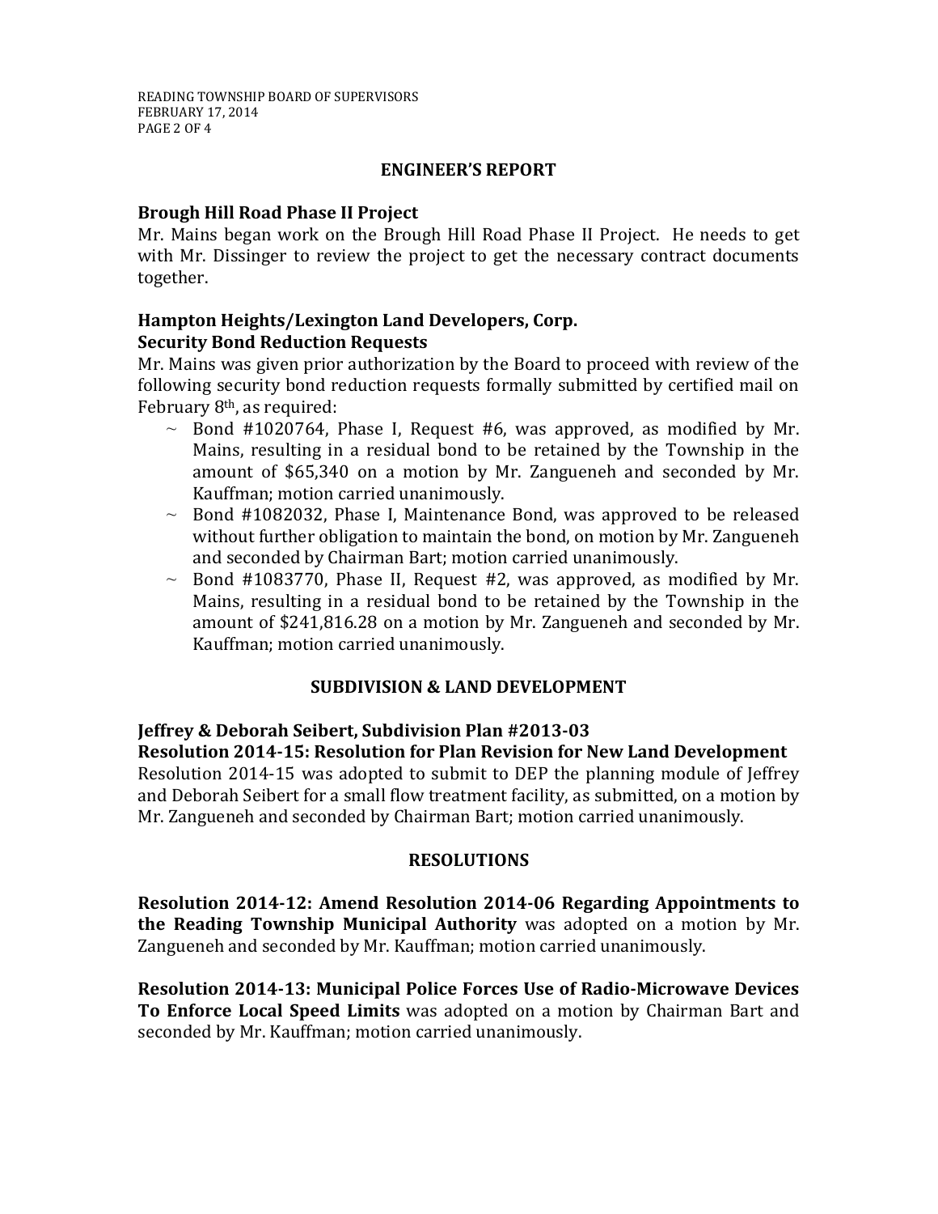## ENGINEER'S REPORT

### Brough Hill Road Phase II Project

Mr. Mains began work on the Brough Hill Road Phase II Project. He needs to get with Mr. Dissinger to review the project to get the necessary contract documents together.

### Hampton Heights/Lexington Land Developers, Corp.
### Security Bond Reduction Requests

Mr. Mains was given prior authorization by the Board to proceed with review of the following security bond reduction requests formally submitted by certified mail on February 8th, as required:

- ~ Bond #1020764, Phase I, Request #6, was approved, as modified by Mr. Mains, resulting in a residual bond to be retained by the Township in the amount of $65,340 on a motion by Mr. Zangueneh and seconded by Mr. Kauffman; motion carried unanimously.
- ~ Bond #1082032, Phase I, Maintenance Bond, was approved to be released without further obligation to maintain the bond, on motion by Mr. Zangueneh and seconded by Chairman Bart; motion carried unanimously.
- ~ Bond #1083770, Phase II, Request #2, was approved, as modified by Mr. Mains, resulting in a residual bond to be retained by the Township in the amount of $241,816.28 on a motion by Mr. Zangueneh and seconded by Mr. Kauffman; motion carried unanimously.

## SUBDIVISION & LAND DEVELOPMENT

### Jeffrey & Deborah Seibert, Subdivision Plan #2013-03
### Resolution 2014-15: Resolution for Plan Revision for New Land Development

Resolution 2014-15 was adopted to submit to DEP the planning module of Jeffrey and Deborah Seibert for a small flow treatment facility, as submitted, on a motion by Mr. Zangueneh and seconded by Chairman Bart; motion carried unanimously.

## RESOLUTIONS

**Resolution 2014-12: Amend Resolution 2014-06 Regarding Appointments to the Reading Township Municipal Authority** was adopted on a motion by Mr. Zangueneh and seconded by Mr. Kauffman; motion carried unanimously.

**Resolution 2014-13: Municipal Police Forces Use of Radio-Microwave Devices To Enforce Local Speed Limits** was adopted on a motion by Chairman Bart and seconded by Mr. Kauffman; motion carried unanimously.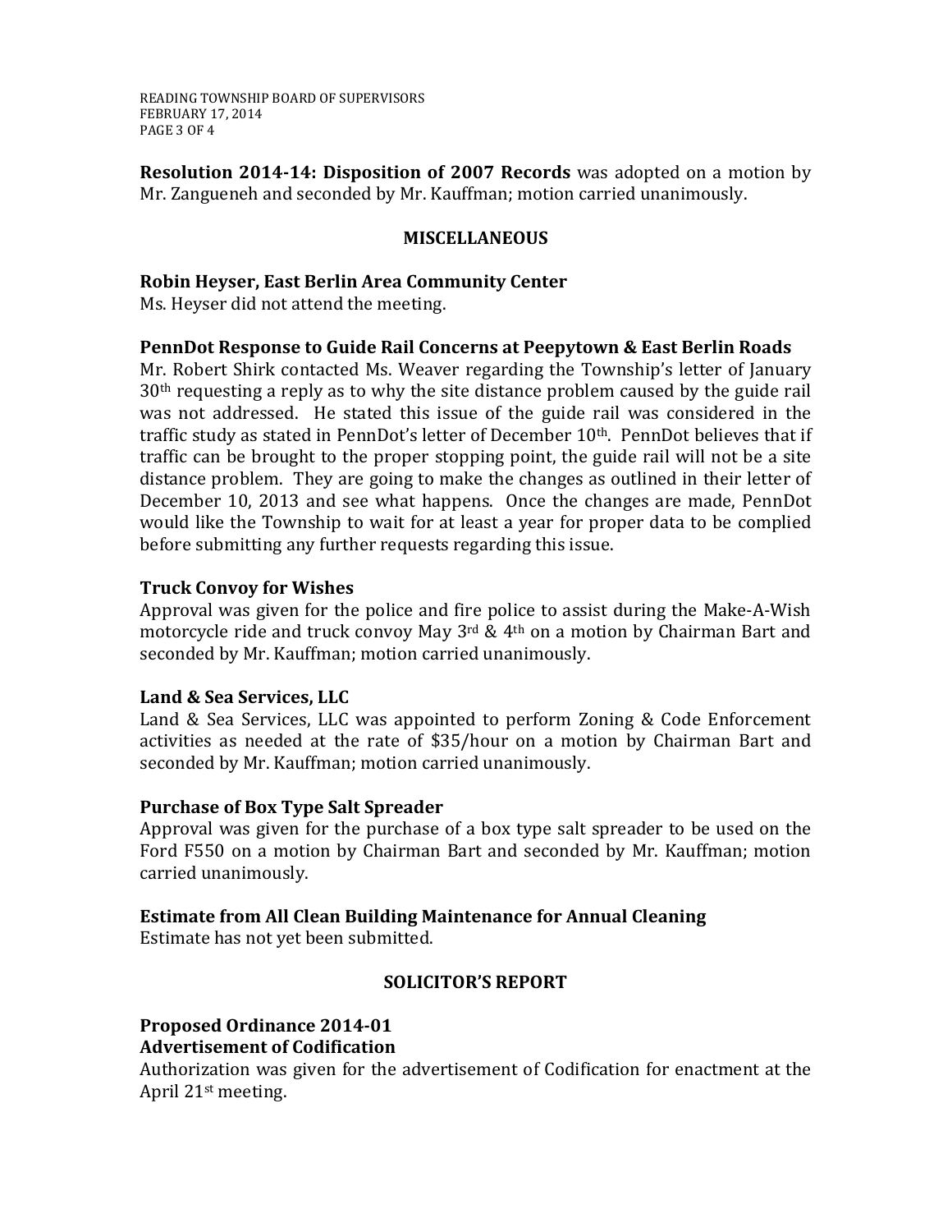**Resolution 2014-14: Disposition of 2007 Records** was adopted on a motion by Mr. Zangueneh and seconded by Mr. Kauffman; motion carried unanimously.

## MISCELLANEOUS

### Robin Heyser, East Berlin Area Community Center

Ms. Heyser did not attend the meeting.

### PennDot Response to Guide Rail Concerns at Peepytown & East Berlin Roads

Mr. Robert Shirk contacted Ms. Weaver regarding the Township's letter of January 30th requesting a reply as to why the site distance problem caused by the guide rail was not addressed. He stated this issue of the guide rail was considered in the traffic study as stated in PennDot's letter of December 10th. PennDot believes that if traffic can be brought to the proper stopping point, the guide rail will not be a site distance problem. They are going to make the changes as outlined in their letter of December 10, 2013 and see what happens. Once the changes are made, PennDot would like the Township to wait for at least a year for proper data to be complied before submitting any further requests regarding this issue.

### Truck Convoy for Wishes

Approval was given for the police and fire police to assist during the Make-A-Wish motorcycle ride and truck convoy May 3rd & 4th on a motion by Chairman Bart and seconded by Mr. Kauffman; motion carried unanimously.

### Land & Sea Services, LLC

Land & Sea Services, LLC was appointed to perform Zoning & Code Enforcement activities as needed at the rate of $35/hour on a motion by Chairman Bart and seconded by Mr. Kauffman; motion carried unanimously.

### Purchase of Box Type Salt Spreader

Approval was given for the purchase of a box type salt spreader to be used on the Ford F550 on a motion by Chairman Bart and seconded by Mr. Kauffman; motion carried unanimously.

### Estimate from All Clean Building Maintenance for Annual Cleaning

Estimate has not yet been submitted.

## SOLICITOR'S REPORT

### Proposed Ordinance 2014-01
### Advertisement of Codification

Authorization was given for the advertisement of Codification for enactment at the April 21st meeting.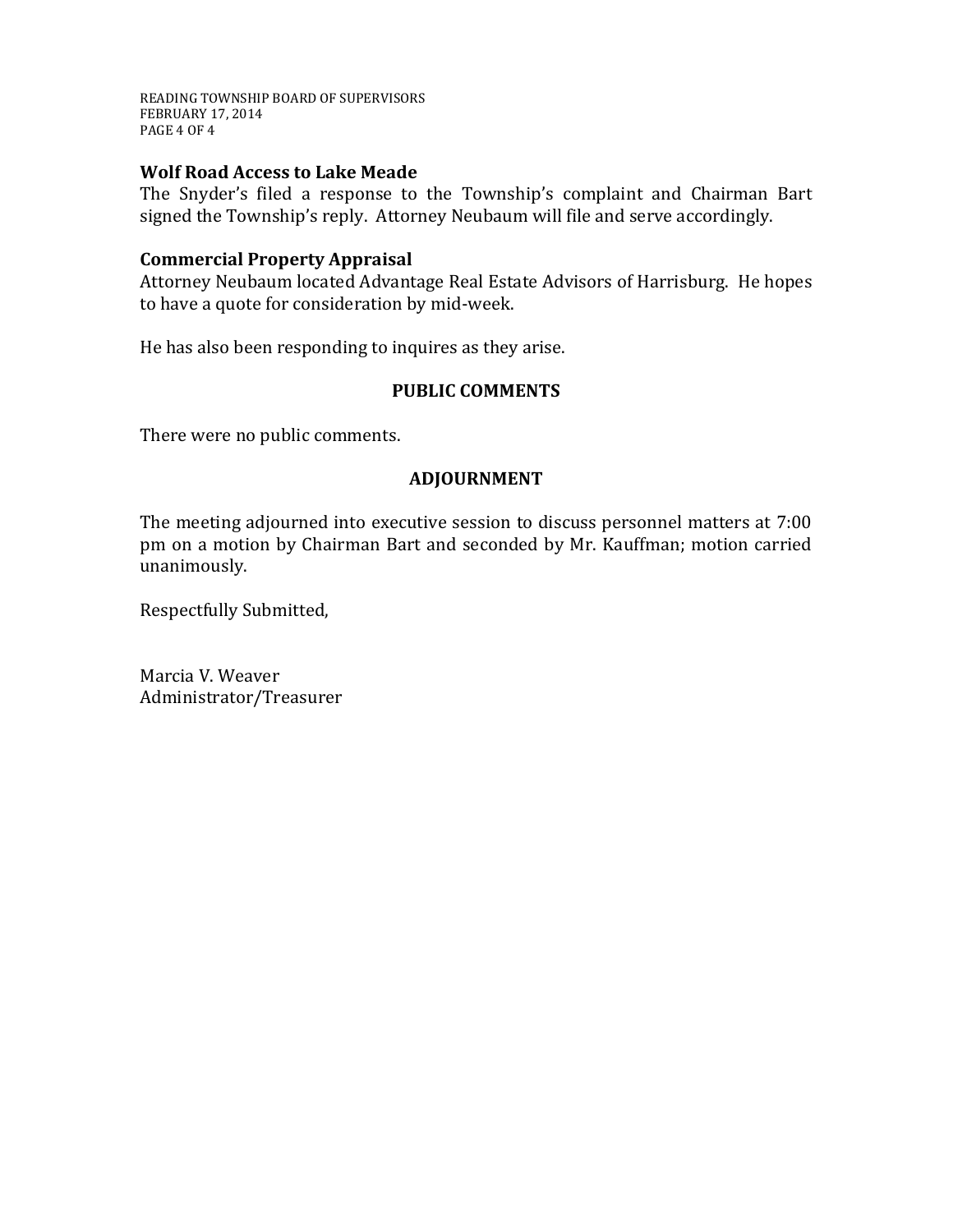### Wolf Road Access to Lake Meade

The Snyder's filed a response to the Township's complaint and Chairman Bart signed the Township's reply. Attorney Neubaum will file and serve accordingly.

### Commercial Property Appraisal

Attorney Neubaum located Advantage Real Estate Advisors of Harrisburg. He hopes to have a quote for consideration by mid-week.

He has also been responding to inquires as they arise.

## PUBLIC COMMENTS

There were no public comments.

## ADJOURNMENT

The meeting adjourned into executive session to discuss personnel matters at 7:00 pm on a motion by Chairman Bart and seconded by Mr. Kauffman; motion carried unanimously.

Respectfully Submitted,

Marcia V. Weaver
Administrator/Treasurer